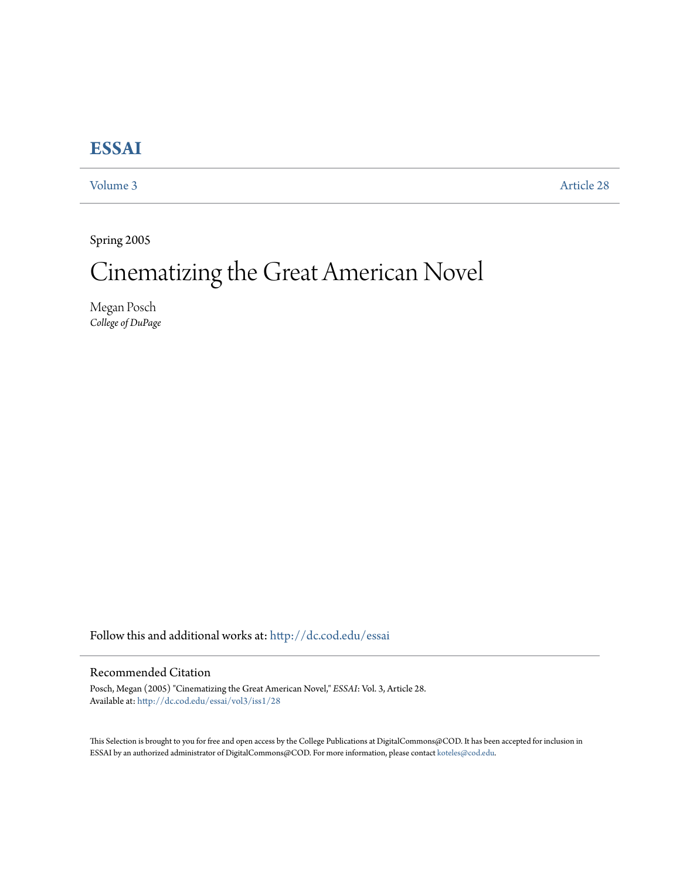# ESSAI

Volume 3 | Article 28

Spring 2005

# Cinematizing the Great American Novel

Megan Posch
*College of DuPage*

Follow this and additional works at: http://dc.cod.edu/essai

## Recommended Citation

Posch, Megan (2005) "Cinematizing the Great American Novel," *ESSAI*: Vol. 3, Article 28.
Available at: http://dc.cod.edu/essai/vol3/iss1/28

This Selection is brought to you for free and open access by the College Publications at DigitalCommons@COD. It has been accepted for inclusion in ESSAI by an authorized administrator of DigitalCommons@COD. For more information, please contact koteles@cod.edu.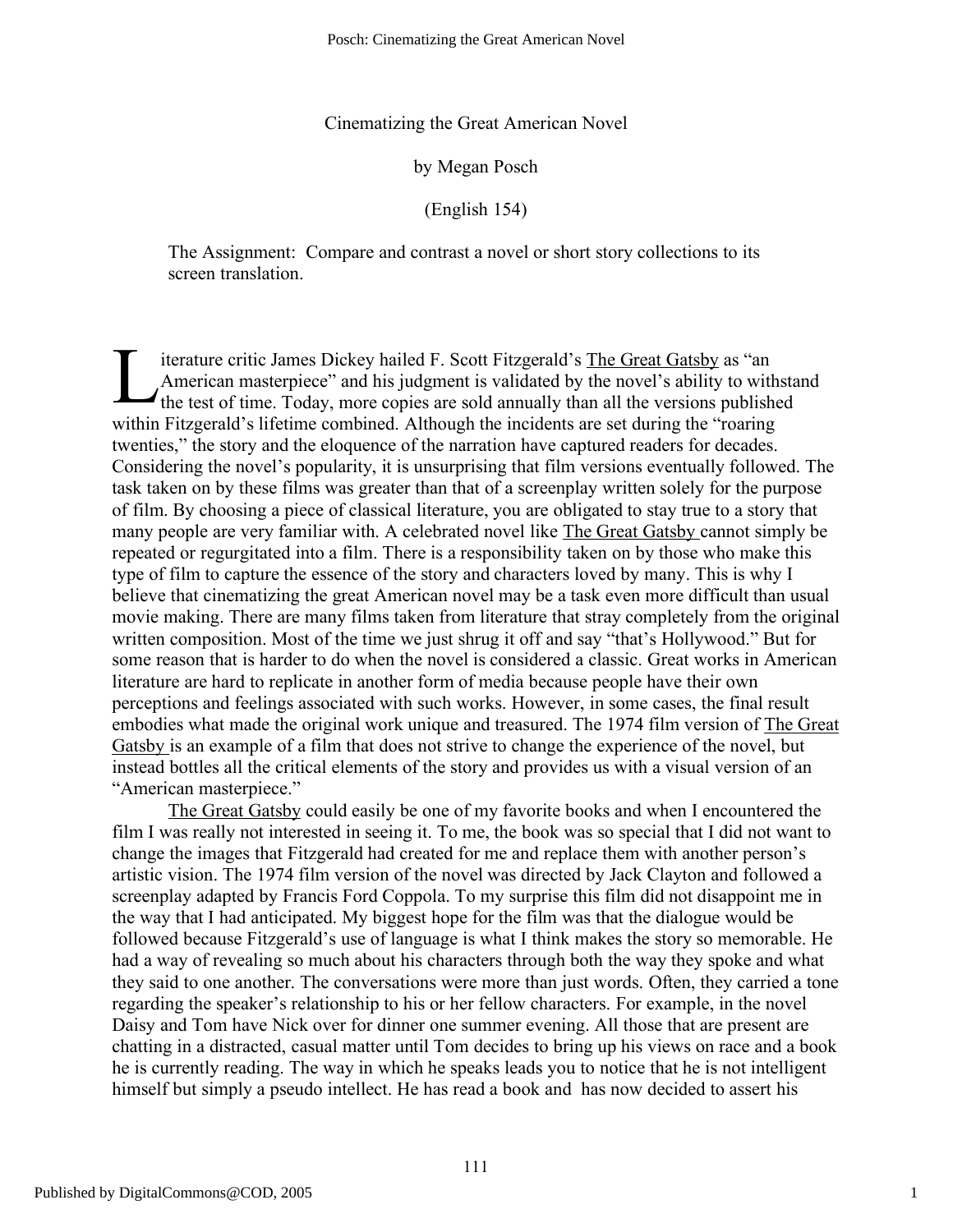# Cinematizing the Great American Novel

by Megan Posch

(English 154)

The Assignment: Compare and contrast a novel or short story collections to its screen translation.

Literature critic James Dickey hailed F. Scott Fitzgerald's The Great Gatsby as "an American masterpiece" and his judgment is validated by the novel's ability to withstand the test of time. Today, more copies are sold annually than all the versions published within Fitzgerald's lifetime combined. Although the incidents are set during the "roaring twenties," the story and the eloquence of the narration have captured readers for decades. Considering the novel's popularity, it is unsurprising that film versions eventually followed. The task taken on by these films was greater than that of a screenplay written solely for the purpose of film. By choosing a piece of classical literature, you are obligated to stay true to a story that many people are very familiar with. A celebrated novel like The Great Gatsby cannot simply be repeated or regurgitated into a film. There is a responsibility taken on by those who make this type of film to capture the essence of the story and characters loved by many. This is why I believe that cinematizing the great American novel may be a task even more difficult than usual movie making. There are many films taken from literature that stray completely from the original written composition. Most of the time we just shrug it off and say "that's Hollywood." But for some reason that is harder to do when the novel is considered a classic. Great works in American literature are hard to replicate in another form of media because people have their own perceptions and feelings associated with such works. However, in some cases, the final result embodies what made the original work unique and treasured. The 1974 film version of The Great Gatsby is an example of a film that does not strive to change the experience of the novel, but instead bottles all the critical elements of the story and provides us with a visual version of an "American masterpiece."

The Great Gatsby could easily be one of my favorite books and when I encountered the film I was really not interested in seeing it. To me, the book was so special that I did not want to change the images that Fitzgerald had created for me and replace them with another person's artistic vision. The 1974 film version of the novel was directed by Jack Clayton and followed a screenplay adapted by Francis Ford Coppola. To my surprise this film did not disappoint me in the way that I had anticipated. My biggest hope for the film was that the dialogue would be followed because Fitzgerald's use of language is what I think makes the story so memorable. He had a way of revealing so much about his characters through both the way they spoke and what they said to one another. The conversations were more than just words. Often, they carried a tone regarding the speaker's relationship to his or her fellow characters. For example, in the novel Daisy and Tom have Nick over for dinner one summer evening. All those that are present are chatting in a distracted, casual matter until Tom decides to bring up his views on race and a book he is currently reading. The way in which he speaks leads you to notice that he is not intelligent himself but simply a pseudo intellect. He has read a book and has now decided to assert his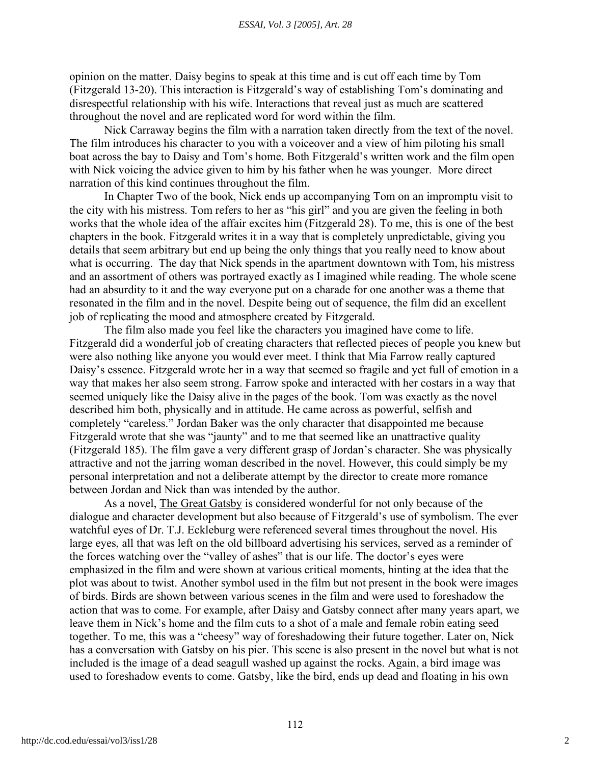opinion on the matter. Daisy begins to speak at this time and is cut off each time by Tom (Fitzgerald 13-20). This interaction is Fitzgerald's way of establishing Tom's dominating and disrespectful relationship with his wife. Interactions that reveal just as much are scattered throughout the novel and are replicated word for word within the film.

Nick Carraway begins the film with a narration taken directly from the text of the novel. The film introduces his character to you with a voiceover and a view of him piloting his small boat across the bay to Daisy and Tom's home. Both Fitzgerald's written work and the film open with Nick voicing the advice given to him by his father when he was younger. More direct narration of this kind continues throughout the film.

In Chapter Two of the book, Nick ends up accompanying Tom on an impromptu visit to the city with his mistress. Tom refers to her as "his girl" and you are given the feeling in both works that the whole idea of the affair excites him (Fitzgerald 28). To me, this is one of the best chapters in the book. Fitzgerald writes it in a way that is completely unpredictable, giving you details that seem arbitrary but end up being the only things that you really need to know about what is occurring. The day that Nick spends in the apartment downtown with Tom, his mistress and an assortment of others was portrayed exactly as I imagined while reading. The whole scene had an absurdity to it and the way everyone put on a charade for one another was a theme that resonated in the film and in the novel. Despite being out of sequence, the film did an excellent job of replicating the mood and atmosphere created by Fitzgerald.

The film also made you feel like the characters you imagined have come to life. Fitzgerald did a wonderful job of creating characters that reflected pieces of people you knew but were also nothing like anyone you would ever meet. I think that Mia Farrow really captured Daisy's essence. Fitzgerald wrote her in a way that seemed so fragile and yet full of emotion in a way that makes her also seem strong. Farrow spoke and interacted with her costars in a way that seemed uniquely like the Daisy alive in the pages of the book. Tom was exactly as the novel described him both, physically and in attitude. He came across as powerful, selfish and completely "careless." Jordan Baker was the only character that disappointed me because Fitzgerald wrote that she was "jaunty" and to me that seemed like an unattractive quality (Fitzgerald 185). The film gave a very different grasp of Jordan's character. She was physically attractive and not the jarring woman described in the novel. However, this could simply be my personal interpretation and not a deliberate attempt by the director to create more romance between Jordan and Nick than was intended by the author.

As a novel, The Great Gatsby is considered wonderful for not only because of the dialogue and character development but also because of Fitzgerald's use of symbolism. The ever watchful eyes of Dr. T.J. Eckleburg were referenced several times throughout the novel. His large eyes, all that was left on the old billboard advertising his services, served as a reminder of the forces watching over the "valley of ashes" that is our life. The doctor's eyes were emphasized in the film and were shown at various critical moments, hinting at the idea that the plot was about to twist. Another symbol used in the film but not present in the book were images of birds. Birds are shown between various scenes in the film and were used to foreshadow the action that was to come. For example, after Daisy and Gatsby connect after many years apart, we leave them in Nick's home and the film cuts to a shot of a male and female robin eating seed together. To me, this was a "cheesy" way of foreshadowing their future together. Later on, Nick has a conversation with Gatsby on his pier. This scene is also present in the novel but what is not included is the image of a dead seagull washed up against the rocks. Again, a bird image was used to foreshadow events to come. Gatsby, like the bird, ends up dead and floating in his own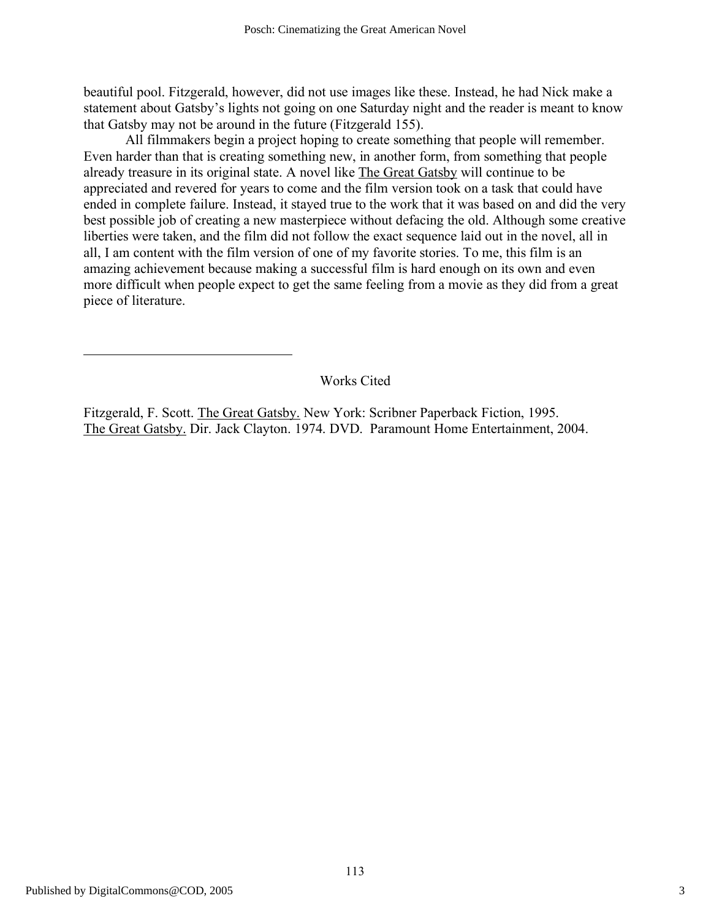beautiful pool. Fitzgerald, however, did not use images like these. Instead, he had Nick make a statement about Gatsby's lights not going on one Saturday night and the reader is meant to know that Gatsby may not be around in the future (Fitzgerald 155).

All filmmakers begin a project hoping to create something that people will remember. Even harder than that is creating something new, in another form, from something that people already treasure in its original state. A novel like The Great Gatsby will continue to be appreciated and revered for years to come and the film version took on a task that could have ended in complete failure. Instead, it stayed true to the work that it was based on and did the very best possible job of creating a new masterpiece without defacing the old. Although some creative liberties were taken, and the film did not follow the exact sequence laid out in the novel, all in all, I am content with the film version of one of my favorite stories. To me, this film is an amazing achievement because making a successful film is hard enough on its own and even more difficult when people expect to get the same feeling from a movie as they did from a great piece of literature.

---

Works Cited

Fitzgerald, F. Scott. The Great Gatsby. New York: Scribner Paperback Fiction, 1995.
The Great Gatsby. Dir. Jack Clayton. 1974. DVD. Paramount Home Entertainment, 2004.